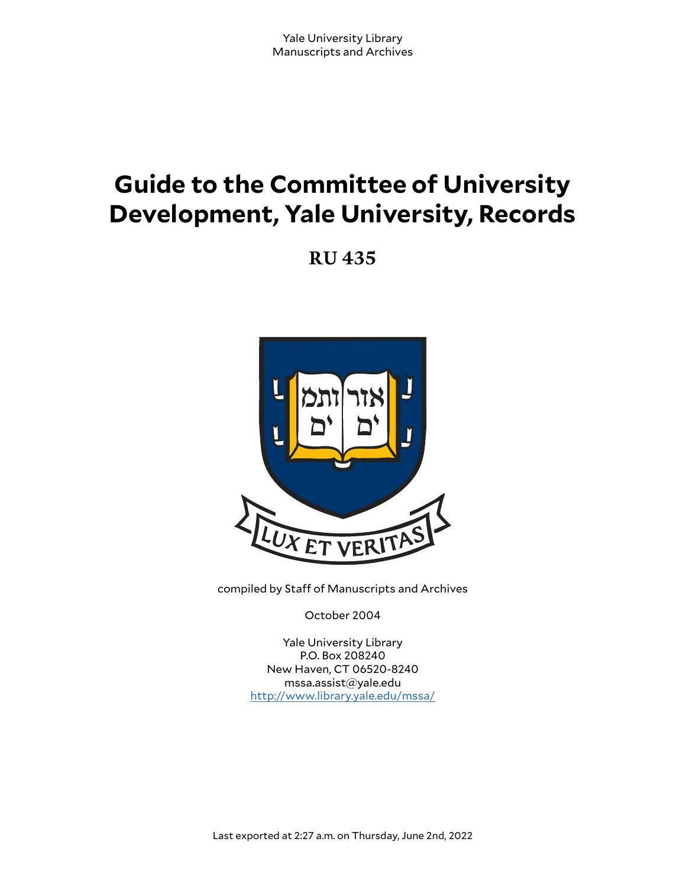Yale University Library
Manuscripts and Archives

# Guide to the Committee of University Development, Yale University, Records

## RU 435

compiled by Staff of Manuscripts and Archives

October 2004

Yale University Library
P.O. Box 208240
New Haven, CT 06520-8240
mssa.assist@yale.edu
http://www.library.yale.edu/mssa/

Last exported at 2:27 a.m. on Thursday, June 2nd, 2022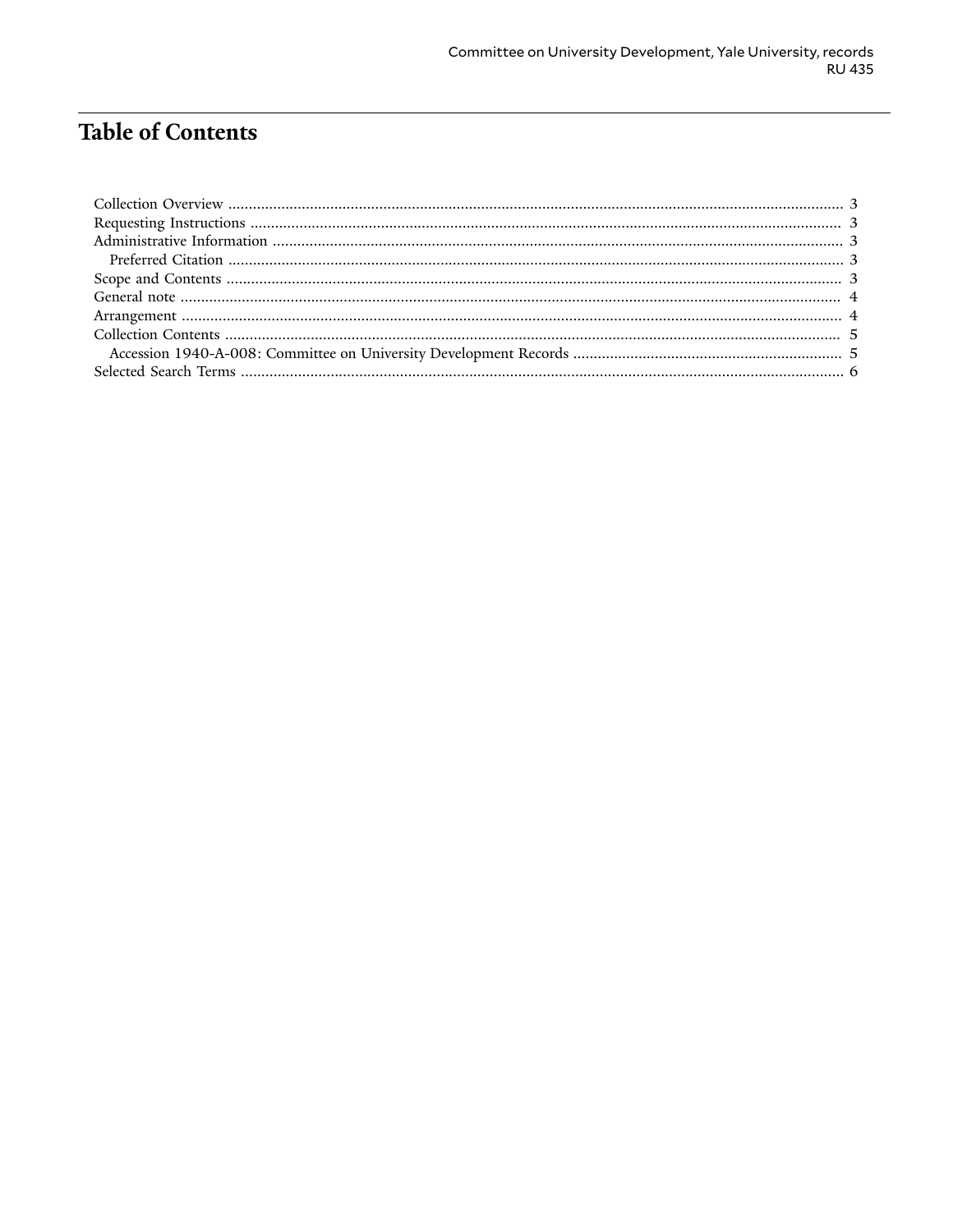# Table of Contents

- Collection Overview ........ 3
- Requesting Instructions ........ 3
- Administrative Information ........ 3
  - Preferred Citation ........ 3
- Scope and Contents ........ 3
- General note ........ 4
- Arrangement ........ 4
- Collection Contents ........ 5
  - Accession 1940-A-008: Committee on University Development Records ........ 5
- Selected Search Terms ........ 6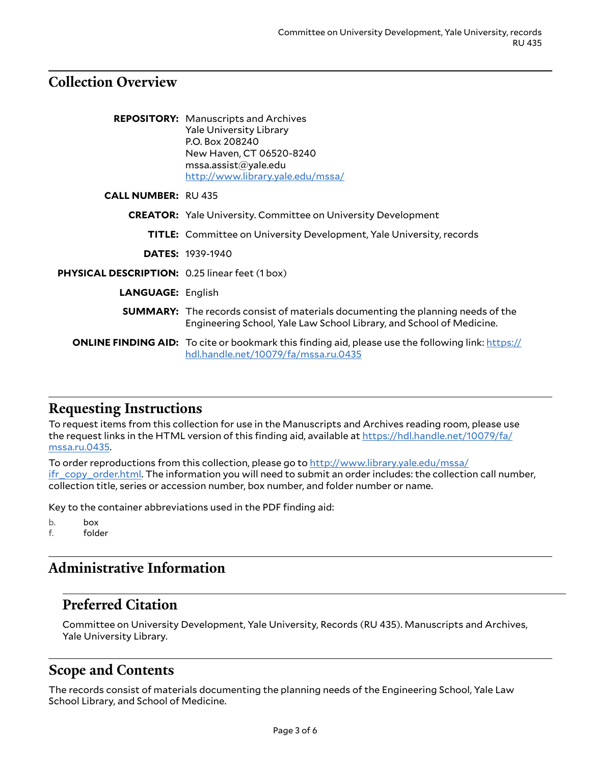## Collection Overview

| | |
|---|---|
| **REPOSITORY:** | Manuscripts and Archives<br>Yale University Library<br>P.O. Box 208240<br>New Haven, CT 06520-8240<br>mssa.assist@yale.edu<br>[http://www.library.yale.edu/mssa/](http://www.library.yale.edu/mssa/) |
| **CALL NUMBER:** | RU 435 |
| **CREATOR:** | Yale University. Committee on University Development |
| **TITLE:** | Committee on University Development, Yale University, records |
| **DATES:** | 1939-1940 |
| **PHYSICAL DESCRIPTION:** | 0.25 linear feet (1 box) |
| **LANGUAGE:** | English |
| **SUMMARY:** | The records consist of materials documenting the planning needs of the Engineering School, Yale Law School Library, and School of Medicine. |
| **ONLINE FINDING AID:** | To cite or bookmark this finding aid, please use the following link: [https://hdl.handle.net/10079/fa/mssa.ru.0435](https://hdl.handle.net/10079/fa/mssa.ru.0435) |

## Requesting Instructions

To request items from this collection for use in the Manuscripts and Archives reading room, please use the request links in the HTML version of this finding aid, available at [https://hdl.handle.net/10079/fa/mssa.ru.0435](https://hdl.handle.net/10079/fa/mssa.ru.0435).

To order reproductions from this collection, please go to [http://www.library.yale.edu/mssa/ifr_copy_order.html](http://www.library.yale.edu/mssa/ifr_copy_order.html). The information you will need to submit an order includes: the collection call number, collection title, series or accession number, box number, and folder number or name.

Key to the container abbreviations used in the PDF finding aid:

b. box
f. folder

## Administrative Information

### Preferred Citation

Committee on University Development, Yale University, Records (RU 435). Manuscripts and Archives, Yale University Library.

## Scope and Contents

The records consist of materials documenting the planning needs of the Engineering School, Yale Law School Library, and School of Medicine.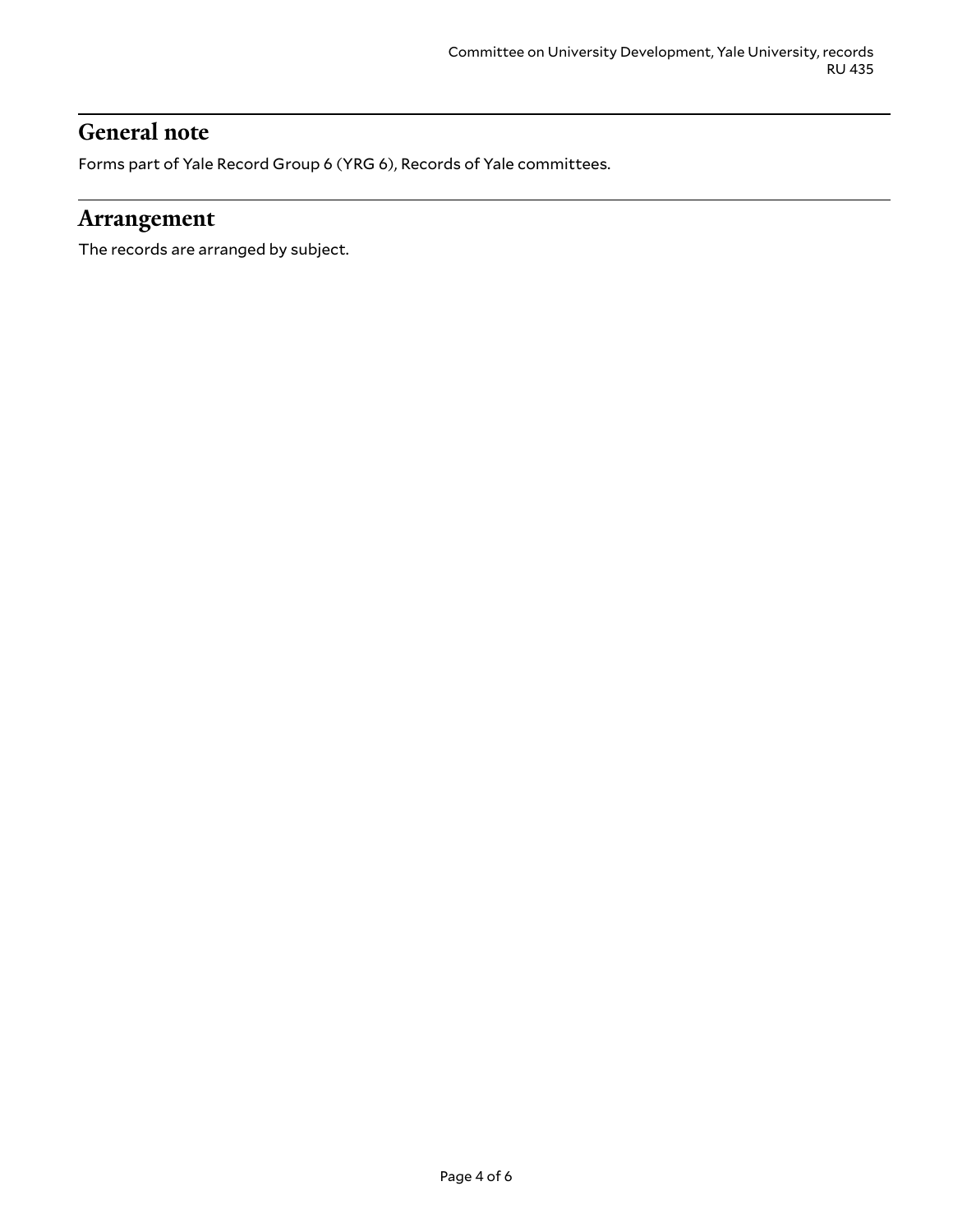## General note

Forms part of Yale Record Group 6 (YRG 6), Records of Yale committees.

## Arrangement

The records are arranged by subject.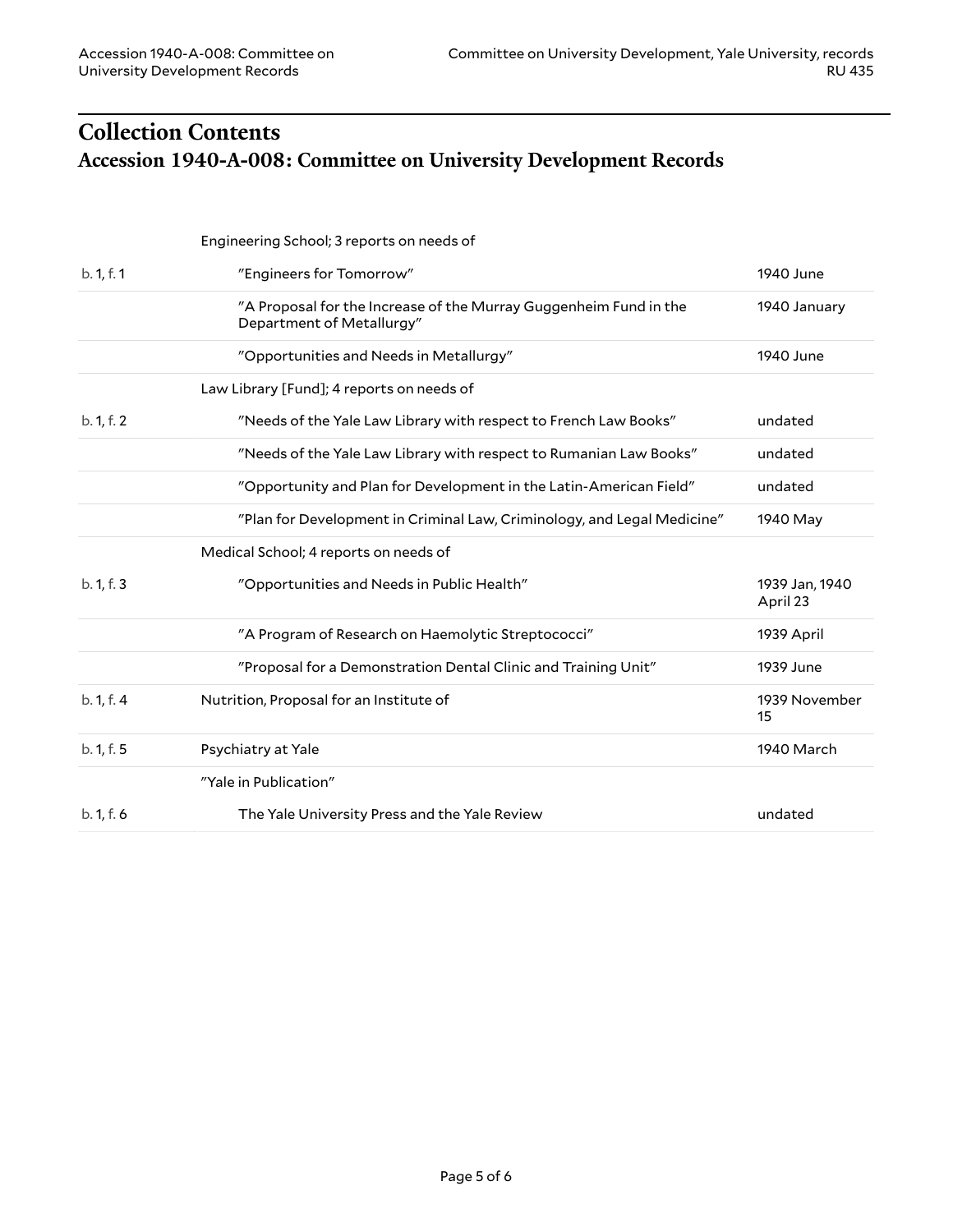# Collection Contents
## Accession 1940-A-008: Committee on University Development Records

| | | |
|---|---|---|
| | Engineering School; 3 reports on needs of | |
| b. 1, f. 1 | "Engineers for Tomorrow" | 1940 June |
| | "A Proposal for the Increase of the Murray Guggenheim Fund in the Department of Metallurgy" | 1940 January |
| | "Opportunities and Needs in Metallurgy" | 1940 June |
| | Law Library [Fund]; 4 reports on needs of | |
| b. 1, f. 2 | "Needs of the Yale Law Library with respect to French Law Books" | undated |
| | "Needs of the Yale Law Library with respect to Rumanian Law Books" | undated |
| | "Opportunity and Plan for Development in the Latin-American Field" | undated |
| | "Plan for Development in Criminal Law, Criminology, and Legal Medicine" | 1940 May |
| | Medical School; 4 reports on needs of | |
| b. 1, f. 3 | "Opportunities and Needs in Public Health" | 1939 Jan, 1940 April 23 |
| | "A Program of Research on Haemolytic Streptococci" | 1939 April |
| | "Proposal for a Demonstration Dental Clinic and Training Unit" | 1939 June |
| b. 1, f. 4 | Nutrition, Proposal for an Institute of | 1939 November 15 |
| b. 1, f. 5 | Psychiatry at Yale | 1940 March |
| | "Yale in Publication" | |
| b. 1, f. 6 | The Yale University Press and the Yale Review | undated |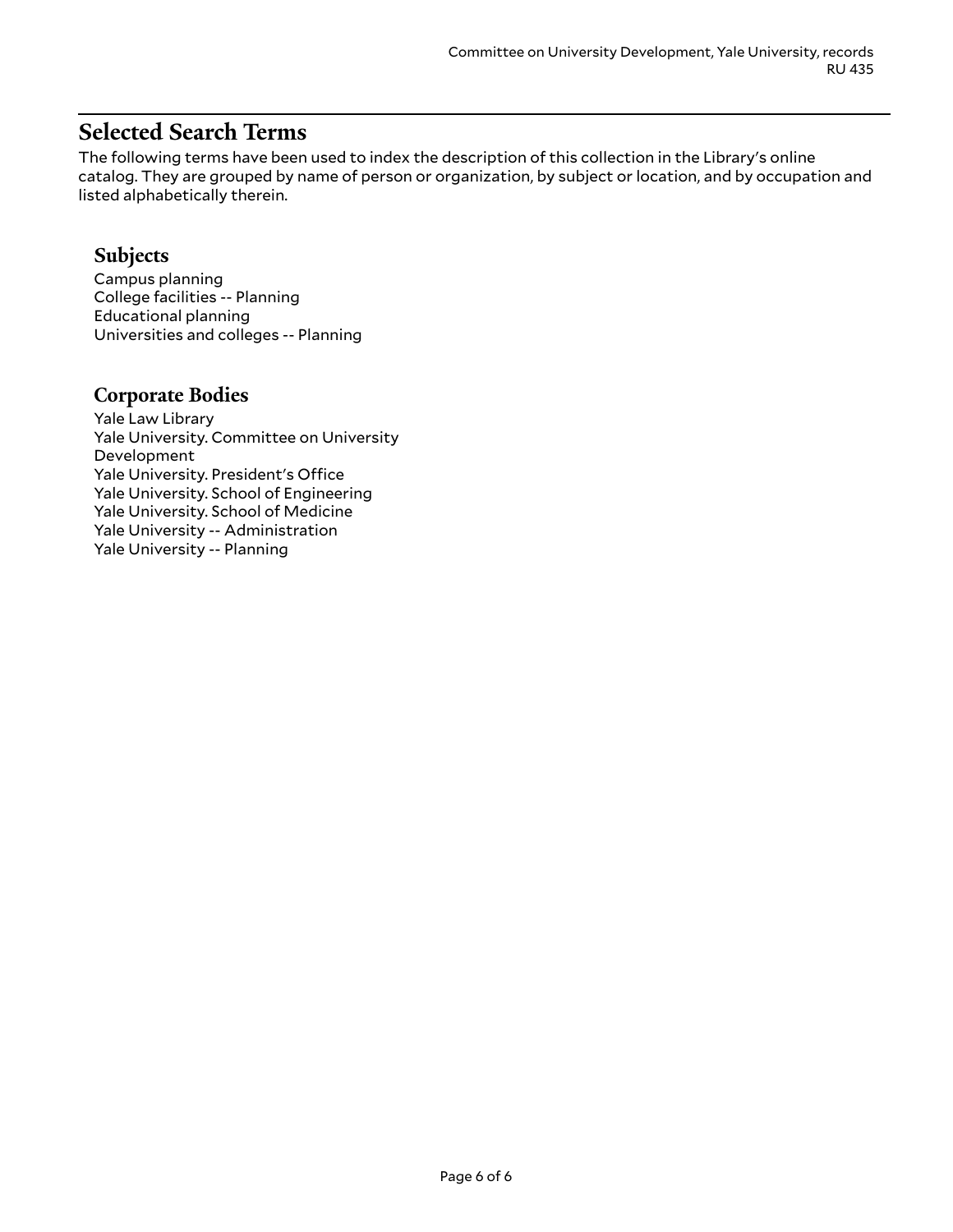## Selected Search Terms

The following terms have been used to index the description of this collection in the Library's online catalog. They are grouped by name of person or organization, by subject or location, and by occupation and listed alphabetically therein.

### Subjects

Campus planning
College facilities -- Planning
Educational planning
Universities and colleges -- Planning

### Corporate Bodies

Yale Law Library
Yale University. Committee on University Development
Yale University. President's Office
Yale University. School of Engineering
Yale University. School of Medicine
Yale University -- Administration
Yale University -- Planning